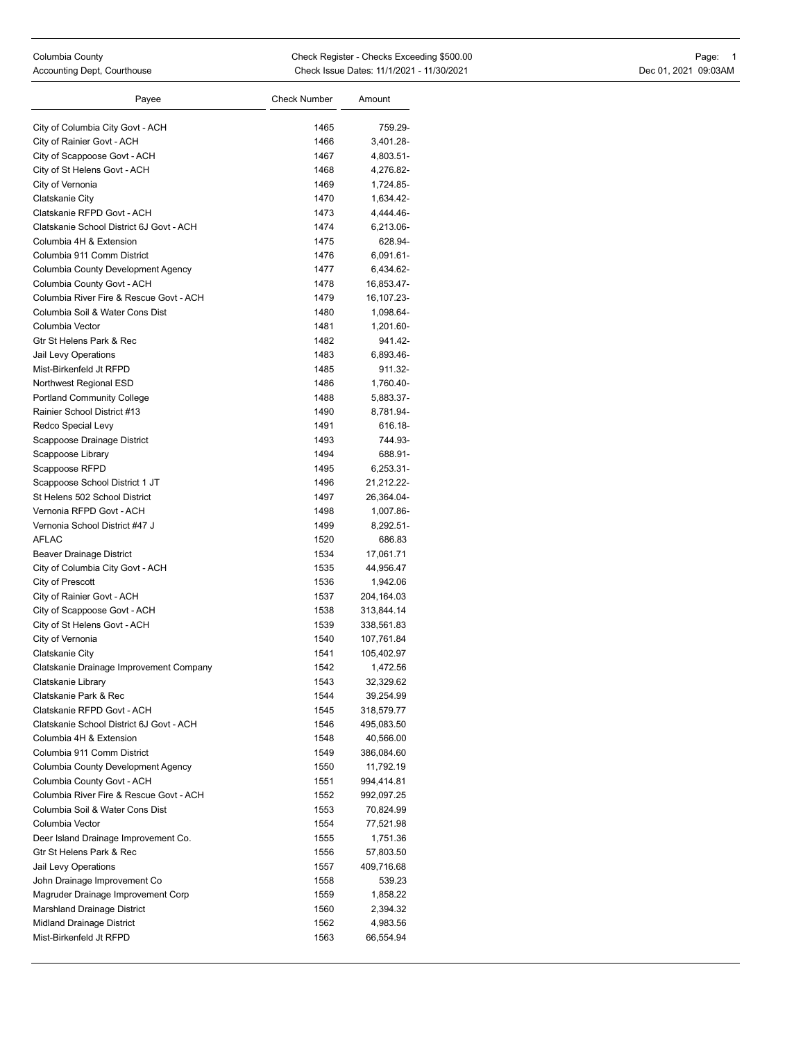Columbia County
Accounting Dept, Courthouse

Check Register - Checks Exceeding $500.00
Check Issue Dates: 11/1/2021 - 11/30/2021

Dec 01, 2021 09:03AM

| Payee | Check Number | Amount |
| --- | --- | --- |
| City of Columbia City Govt - ACH | 1465 | 759.29- |
| City of Rainier Govt - ACH | 1466 | 3,401.28- |
| City of Scappoose Govt - ACH | 1467 | 4,803.51- |
| City of St Helens Govt - ACH | 1468 | 4,276.82- |
| City of Vernonia | 1469 | 1,724.85- |
| Clatskanie City | 1470 | 1,634.42- |
| Clatskanie RFPD Govt - ACH | 1473 | 4,444.46- |
| Clatskanie School District 6J Govt - ACH | 1474 | 6,213.06- |
| Columbia 4H & Extension | 1475 | 628.94- |
| Columbia 911 Comm District | 1476 | 6,091.61- |
| Columbia County Development Agency | 1477 | 6,434.62- |
| Columbia County Govt - ACH | 1478 | 16,853.47- |
| Columbia River Fire & Rescue Govt - ACH | 1479 | 16,107.23- |
| Columbia Soil & Water Cons Dist | 1480 | 1,098.64- |
| Columbia Vector | 1481 | 1,201.60- |
| Gtr St Helens Park & Rec | 1482 | 941.42- |
| Jail Levy Operations | 1483 | 6,893.46- |
| Mist-Birkenfeld Jt RFPD | 1485 | 911.32- |
| Northwest Regional ESD | 1486 | 1,760.40- |
| Portland Community College | 1488 | 5,883.37- |
| Rainier School District #13 | 1490 | 8,781.94- |
| Redco Special Levy | 1491 | 616.18- |
| Scappoose Drainage District | 1493 | 744.93- |
| Scappoose Library | 1494 | 688.91- |
| Scappoose RFPD | 1495 | 6,253.31- |
| Scappoose School District 1 JT | 1496 | 21,212.22- |
| St Helens 502 School District | 1497 | 26,364.04- |
| Vernonia RFPD Govt - ACH | 1498 | 1,007.86- |
| Vernonia School District #47 J | 1499 | 8,292.51- |
| AFLAC | 1520 | 686.83 |
| Beaver Drainage District | 1534 | 17,061.71 |
| City of Columbia City Govt - ACH | 1535 | 44,956.47 |
| City of Prescott | 1536 | 1,942.06 |
| City of Rainier Govt - ACH | 1537 | 204,164.03 |
| City of Scappoose Govt - ACH | 1538 | 313,844.14 |
| City of St Helens Govt - ACH | 1539 | 338,561.83 |
| City of Vernonia | 1540 | 107,761.84 |
| Clatskanie City | 1541 | 105,402.97 |
| Clatskanie Drainage Improvement Company | 1542 | 1,472.56 |
| Clatskanie Library | 1543 | 32,329.62 |
| Clatskanie Park & Rec | 1544 | 39,254.99 |
| Clatskanie RFPD Govt - ACH | 1545 | 318,579.77 |
| Clatskanie School District 6J Govt - ACH | 1546 | 495,083.50 |
| Columbia 4H & Extension | 1548 | 40,566.00 |
| Columbia 911 Comm District | 1549 | 386,084.60 |
| Columbia County Development Agency | 1550 | 11,792.19 |
| Columbia County Govt - ACH | 1551 | 994,414.81 |
| Columbia River Fire & Rescue Govt - ACH | 1552 | 992,097.25 |
| Columbia Soil & Water Cons Dist | 1553 | 70,824.99 |
| Columbia Vector | 1554 | 77,521.98 |
| Deer Island Drainage Improvement Co. | 1555 | 1,751.36 |
| Gtr St Helens Park & Rec | 1556 | 57,803.50 |
| Jail Levy Operations | 1557 | 409,716.68 |
| John Drainage Improvement Co | 1558 | 539.23 |
| Magruder Drainage Improvement Corp | 1559 | 1,858.22 |
| Marshland Drainage District | 1560 | 2,394.32 |
| Midland Drainage District | 1562 | 4,983.56 |
| Mist-Birkenfeld Jt RFPD | 1563 | 66,554.94 |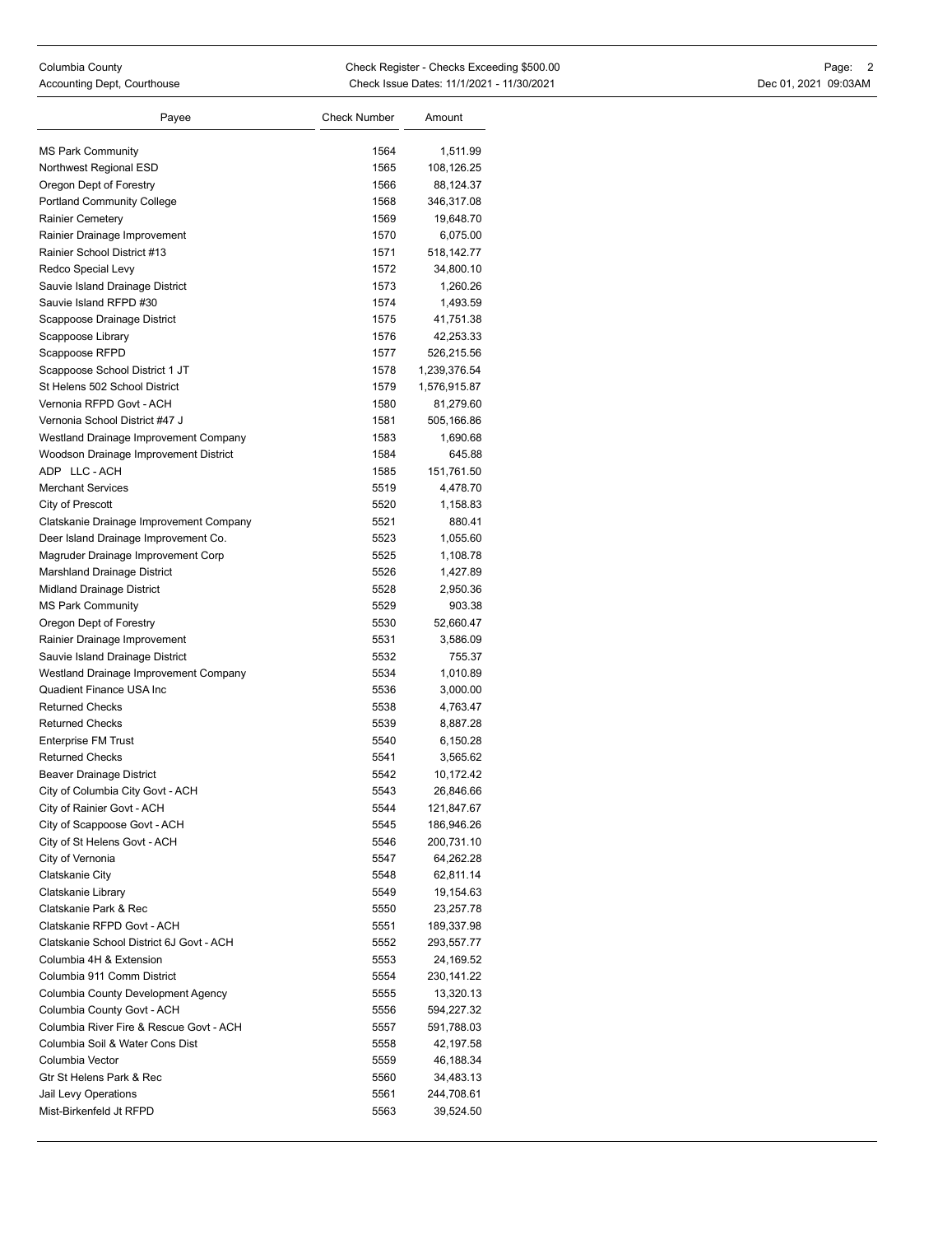| Payee | Check Number | Amount |
|---|---|---|
| MS Park Community | 1564 | 1,511.99 |
| Northwest Regional ESD | 1565 | 108,126.25 |
| Oregon Dept of Forestry | 1566 | 88,124.37 |
| Portland Community College | 1568 | 346,317.08 |
| Rainier Cemetery | 1569 | 19,648.70 |
| Rainier Drainage Improvement | 1570 | 6,075.00 |
| Rainier School District #13 | 1571 | 518,142.77 |
| Redco Special Levy | 1572 | 34,800.10 |
| Sauvie Island Drainage District | 1573 | 1,260.26 |
| Sauvie Island RFPD #30 | 1574 | 1,493.59 |
| Scappoose Drainage District | 1575 | 41,751.38 |
| Scappoose Library | 1576 | 42,253.33 |
| Scappoose RFPD | 1577 | 526,215.56 |
| Scappoose School District 1 JT | 1578 | 1,239,376.54 |
| St Helens 502 School District | 1579 | 1,576,915.87 |
| Vernonia RFPD Govt - ACH | 1580 | 81,279.60 |
| Vernonia School District #47 J | 1581 | 505,166.86 |
| Westland Drainage Improvement Company | 1583 | 1,690.68 |
| Woodson Drainage Improvement District | 1584 | 645.88 |
| ADP LLC - ACH | 1585 | 151,761.50 |
| Merchant Services | 5519 | 4,478.70 |
| City of Prescott | 5520 | 1,158.83 |
| Clatskanie Drainage Improvement Company | 5521 | 880.41 |
| Deer Island Drainage Improvement Co. | 5523 | 1,055.60 |
| Magruder Drainage Improvement Corp | 5525 | 1,108.78 |
| Marshland Drainage District | 5526 | 1,427.89 |
| Midland Drainage District | 5528 | 2,950.36 |
| MS Park Community | 5529 | 903.38 |
| Oregon Dept of Forestry | 5530 | 52,660.47 |
| Rainier Drainage Improvement | 5531 | 3,586.09 |
| Sauvie Island Drainage District | 5532 | 755.37 |
| Westland Drainage Improvement Company | 5534 | 1,010.89 |
| Quadient Finance USA Inc | 5536 | 3,000.00 |
| Returned Checks | 5538 | 4,763.47 |
| Returned Checks | 5539 | 8,887.28 |
| Enterprise FM Trust | 5540 | 6,150.28 |
| Returned Checks | 5541 | 3,565.62 |
| Beaver Drainage District | 5542 | 10,172.42 |
| City of Columbia City Govt - ACH | 5543 | 26,846.66 |
| City of Rainier Govt - ACH | 5544 | 121,847.67 |
| City of Scappoose Govt - ACH | 5545 | 186,946.26 |
| City of St Helens Govt - ACH | 5546 | 200,731.10 |
| City of Vernonia | 5547 | 64,262.28 |
| Clatskanie City | 5548 | 62,811.14 |
| Clatskanie Library | 5549 | 19,154.63 |
| Clatskanie Park & Rec | 5550 | 23,257.78 |
| Clatskanie RFPD Govt - ACH | 5551 | 189,337.98 |
| Clatskanie School District 6J Govt - ACH | 5552 | 293,557.77 |
| Columbia 4H & Extension | 5553 | 24,169.52 |
| Columbia 911 Comm District | 5554 | 230,141.22 |
| Columbia County Development Agency | 5555 | 13,320.13 |
| Columbia County Govt - ACH | 5556 | 594,227.32 |
| Columbia River Fire & Rescue Govt - ACH | 5557 | 591,788.03 |
| Columbia Soil & Water Cons Dist | 5558 | 42,197.58 |
| Columbia Vector | 5559 | 46,188.34 |
| Gtr St Helens Park & Rec | 5560 | 34,483.13 |
| Jail Levy Operations | 5561 | 244,708.61 |
| Mist-Birkenfeld Jt RFPD | 5563 | 39,524.50 |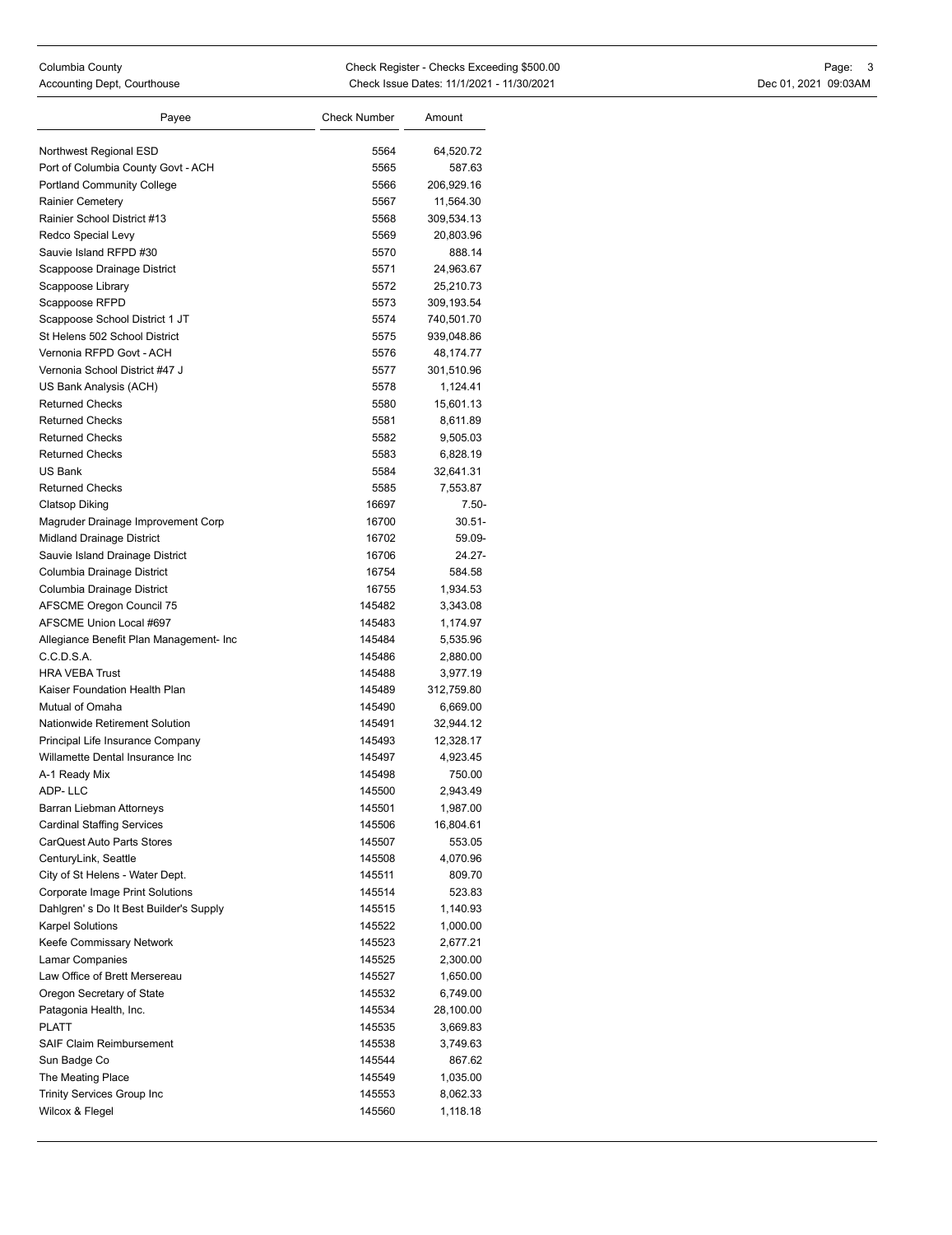| Payee | Check Number | Amount |
|---|---|---|
| Northwest Regional ESD | 5564 | 64,520.72 |
| Port of Columbia County Govt - ACH | 5565 | 587.63 |
| Portland Community College | 5566 | 206,929.16 |
| Rainier Cemetery | 5567 | 11,564.30 |
| Rainier School District #13 | 5568 | 309,534.13 |
| Redco Special Levy | 5569 | 20,803.96 |
| Sauvie Island RFPD #30 | 5570 | 888.14 |
| Scappoose Drainage District | 5571 | 24,963.67 |
| Scappoose Library | 5572 | 25,210.73 |
| Scappoose RFPD | 5573 | 309,193.54 |
| Scappoose School District 1 JT | 5574 | 740,501.70 |
| St Helens 502 School District | 5575 | 939,048.86 |
| Vernonia RFPD Govt - ACH | 5576 | 48,174.77 |
| Vernonia School District #47 J | 5577 | 301,510.96 |
| US Bank Analysis (ACH) | 5578 | 1,124.41 |
| Returned Checks | 5580 | 15,601.13 |
| Returned Checks | 5581 | 8,611.89 |
| Returned Checks | 5582 | 9,505.03 |
| Returned Checks | 5583 | 6,828.19 |
| US Bank | 5584 | 32,641.31 |
| Returned Checks | 5585 | 7,553.87 |
| Clatsop Diking | 16697 | 7.50- |
| Magruder Drainage Improvement Corp | 16700 | 30.51- |
| Midland Drainage District | 16702 | 59.09- |
| Sauvie Island Drainage District | 16706 | 24.27- |
| Columbia Drainage District | 16754 | 584.58 |
| Columbia Drainage District | 16755 | 1,934.53 |
| AFSCME Oregon Council 75 | 145482 | 3,343.08 |
| AFSCME Union Local #697 | 145483 | 1,174.97 |
| Allegiance Benefit Plan Management- Inc | 145484 | 5,535.96 |
| C.C.D.S.A. | 145486 | 2,880.00 |
| HRA VEBA Trust | 145488 | 3,977.19 |
| Kaiser Foundation Health Plan | 145489 | 312,759.80 |
| Mutual of Omaha | 145490 | 6,669.00 |
| Nationwide Retirement Solution | 145491 | 32,944.12 |
| Principal Life Insurance Company | 145493 | 12,328.17 |
| Willamette Dental Insurance Inc | 145497 | 4,923.45 |
| A-1 Ready Mix | 145498 | 750.00 |
| ADP- LLC | 145500 | 2,943.49 |
| Barran Liebman Attorneys | 145501 | 1,987.00 |
| Cardinal Staffing Services | 145506 | 16,804.61 |
| CarQuest Auto Parts Stores | 145507 | 553.05 |
| CenturyLink, Seattle | 145508 | 4,070.96 |
| City of St Helens - Water Dept. | 145511 | 809.70 |
| Corporate Image Print Solutions | 145514 | 523.83 |
| Dahlgren' s Do It Best Builder's Supply | 145515 | 1,140.93 |
| Karpel Solutions | 145522 | 1,000.00 |
| Keefe Commissary Network | 145523 | 2,677.21 |
| Lamar Companies | 145525 | 2,300.00 |
| Law Office of Brett Mersereau | 145527 | 1,650.00 |
| Oregon Secretary of State | 145532 | 6,749.00 |
| Patagonia Health, Inc. | 145534 | 28,100.00 |
| PLATT | 145535 | 3,669.83 |
| SAIF Claim Reimbursement | 145538 | 3,749.63 |
| Sun Badge Co | 145544 | 867.62 |
| The Meating Place | 145549 | 1,035.00 |
| Trinity Services Group Inc | 145553 | 8,062.33 |
| Wilcox & Flegel | 145560 | 1,118.18 |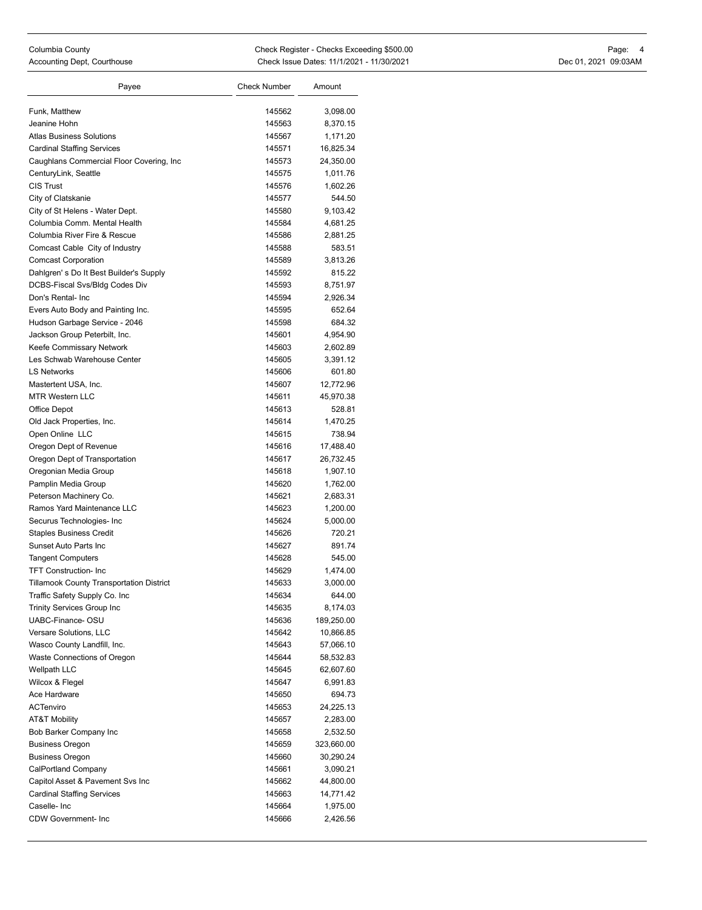| Payee | Check Number | Amount |
| --- | --- | --- |
| Funk, Matthew | 145562 | 3,098.00 |
| Jeanine Hohn | 145563 | 8,370.15 |
| Atlas Business Solutions | 145567 | 1,171.20 |
| Cardinal Staffing Services | 145571 | 16,825.34 |
| Caughlans Commercial Floor Covering, Inc | 145573 | 24,350.00 |
| CenturyLink, Seattle | 145575 | 1,011.76 |
| CIS Trust | 145576 | 1,602.26 |
| City of Clatskanie | 145577 | 544.50 |
| City of St Helens - Water Dept. | 145580 | 9,103.42 |
| Columbia Comm. Mental Health | 145584 | 4,681.25 |
| Columbia River Fire & Rescue | 145586 | 2,881.25 |
| Comcast Cable City of Industry | 145588 | 583.51 |
| Comcast Corporation | 145589 | 3,813.26 |
| Dahlgren' s Do It Best Builder's Supply | 145592 | 815.22 |
| DCBS-Fiscal Svs/Bldg Codes Div | 145593 | 8,751.97 |
| Don's Rental- Inc | 145594 | 2,926.34 |
| Evers Auto Body and Painting Inc. | 145595 | 652.64 |
| Hudson Garbage Service - 2046 | 145598 | 684.32 |
| Jackson Group Peterbilt, Inc. | 145601 | 4,954.90 |
| Keefe Commissary Network | 145603 | 2,602.89 |
| Les Schwab Warehouse Center | 145605 | 3,391.12 |
| LS Networks | 145606 | 601.80 |
| Mastertent USA, Inc. | 145607 | 12,772.96 |
| MTR Western LLC | 145611 | 45,970.38 |
| Office Depot | 145613 | 528.81 |
| Old Jack Properties, Inc. | 145614 | 1,470.25 |
| Open Online LLC | 145615 | 738.94 |
| Oregon Dept of Revenue | 145616 | 17,488.40 |
| Oregon Dept of Transportation | 145617 | 26,732.45 |
| Oregonian Media Group | 145618 | 1,907.10 |
| Pamplin Media Group | 145620 | 1,762.00 |
| Peterson Machinery Co. | 145621 | 2,683.31 |
| Ramos Yard Maintenance LLC | 145623 | 1,200.00 |
| Securus Technologies- Inc | 145624 | 5,000.00 |
| Staples Business Credit | 145626 | 720.21 |
| Sunset Auto Parts Inc | 145627 | 891.74 |
| Tangent Computers | 145628 | 545.00 |
| TFT Construction- Inc | 145629 | 1,474.00 |
| Tillamook County Transportation District | 145633 | 3,000.00 |
| Traffic Safety Supply Co. Inc | 145634 | 644.00 |
| Trinity Services Group Inc | 145635 | 8,174.03 |
| UABC-Finance- OSU | 145636 | 189,250.00 |
| Versare Solutions, LLC | 145642 | 10,866.85 |
| Wasco County Landfill, Inc. | 145643 | 57,066.10 |
| Waste Connections of Oregon | 145644 | 58,532.83 |
| Wellpath LLC | 145645 | 62,607.60 |
| Wilcox & Flegel | 145647 | 6,991.83 |
| Ace Hardware | 145650 | 694.73 |
| ACTenviro | 145653 | 24,225.13 |
| AT&T Mobility | 145657 | 2,283.00 |
| Bob Barker Company Inc | 145658 | 2,532.50 |
| Business Oregon | 145659 | 323,660.00 |
| Business Oregon | 145660 | 30,290.24 |
| CalPortland Company | 145661 | 3,090.21 |
| Capitol Asset & Pavement Svs Inc | 145662 | 44,800.00 |
| Cardinal Staffing Services | 145663 | 14,771.42 |
| Caselle- Inc | 145664 | 1,975.00 |
| CDW Government- Inc | 145666 | 2,426.56 |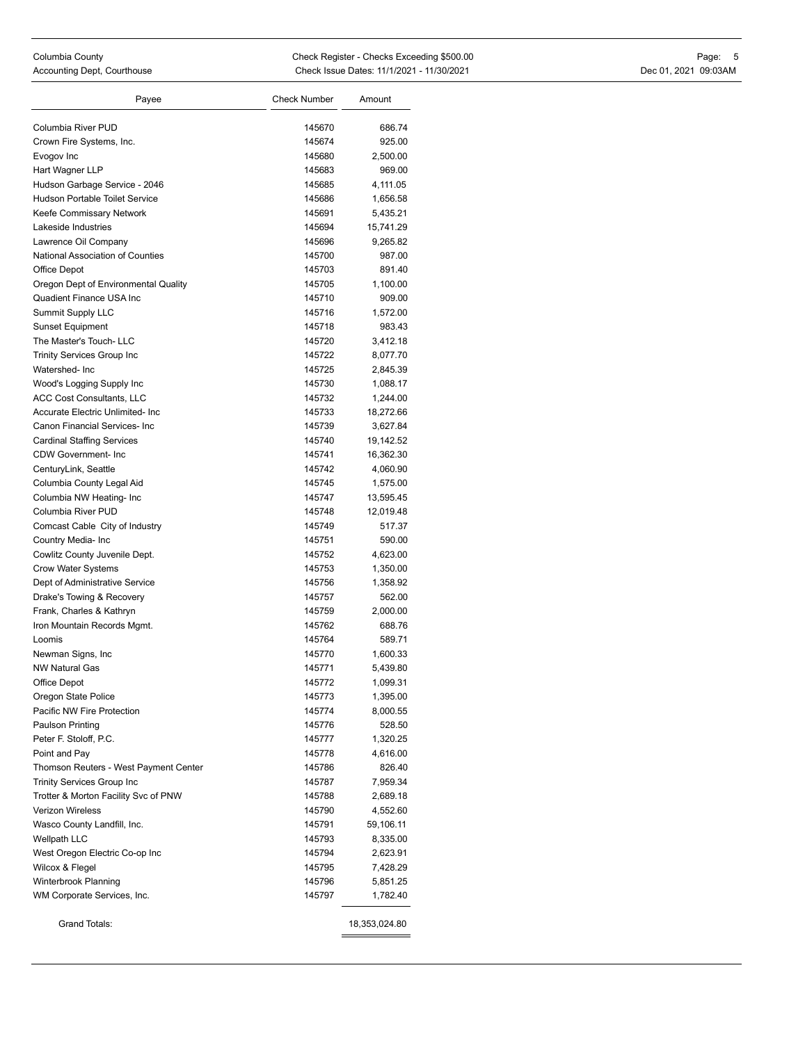| Payee | Check Number | Amount |
|---|---|---|
| Columbia River PUD | 145670 | 686.74 |
| Crown Fire Systems, Inc. | 145674 | 925.00 |
| Evogov Inc | 145680 | 2,500.00 |
| Hart Wagner LLP | 145683 | 969.00 |
| Hudson Garbage Service - 2046 | 145685 | 4,111.05 |
| Hudson Portable Toilet Service | 145686 | 1,656.58 |
| Keefe Commissary Network | 145691 | 5,435.21 |
| Lakeside Industries | 145694 | 15,741.29 |
| Lawrence Oil Company | 145696 | 9,265.82 |
| National Association of Counties | 145700 | 987.00 |
| Office Depot | 145703 | 891.40 |
| Oregon Dept of Environmental Quality | 145705 | 1,100.00 |
| Quadient Finance USA Inc | 145710 | 909.00 |
| Summit Supply LLC | 145716 | 1,572.00 |
| Sunset Equipment | 145718 | 983.43 |
| The Master's Touch- LLC | 145720 | 3,412.18 |
| Trinity Services Group Inc | 145722 | 8,077.70 |
| Watershed- Inc | 145725 | 2,845.39 |
| Wood's Logging Supply Inc | 145730 | 1,088.17 |
| ACC Cost Consultants, LLC | 145732 | 1,244.00 |
| Accurate Electric Unlimited- Inc | 145733 | 18,272.66 |
| Canon Financial Services- Inc | 145739 | 3,627.84 |
| Cardinal Staffing Services | 145740 | 19,142.52 |
| CDW Government- Inc | 145741 | 16,362.30 |
| CenturyLink, Seattle | 145742 | 4,060.90 |
| Columbia County Legal Aid | 145745 | 1,575.00 |
| Columbia NW Heating- Inc | 145747 | 13,595.45 |
| Columbia River PUD | 145748 | 12,019.48 |
| Comcast Cable City of Industry | 145749 | 517.37 |
| Country Media- Inc | 145751 | 590.00 |
| Cowlitz County Juvenile Dept. | 145752 | 4,623.00 |
| Crow Water Systems | 145753 | 1,350.00 |
| Dept of Administrative Service | 145756 | 1,358.92 |
| Drake's Towing & Recovery | 145757 | 562.00 |
| Frank, Charles & Kathryn | 145759 | 2,000.00 |
| Iron Mountain Records Mgmt. | 145762 | 688.76 |
| Loomis | 145764 | 589.71 |
| Newman Signs, Inc | 145770 | 1,600.33 |
| NW Natural Gas | 145771 | 5,439.80 |
| Office Depot | 145772 | 1,099.31 |
| Oregon State Police | 145773 | 1,395.00 |
| Pacific NW Fire Protection | 145774 | 8,000.55 |
| Paulson Printing | 145776 | 528.50 |
| Peter F. Stoloff, P.C. | 145777 | 1,320.25 |
| Point and Pay | 145778 | 4,616.00 |
| Thomson Reuters - West Payment Center | 145786 | 826.40 |
| Trinity Services Group Inc | 145787 | 7,959.34 |
| Trotter & Morton Facility Svc of PNW | 145788 | 2,689.18 |
| Verizon Wireless | 145790 | 4,552.60 |
| Wasco County Landfill, Inc. | 145791 | 59,106.11 |
| Wellpath LLC | 145793 | 8,335.00 |
| West Oregon Electric Co-op Inc | 145794 | 2,623.91 |
| Wilcox & Flegel | 145795 | 7,428.29 |
| Winterbrook Planning | 145796 | 5,851.25 |
| WM Corporate Services, Inc. | 145797 | 1,782.40 |
| Grand Totals: | | 18,353,024.80 |